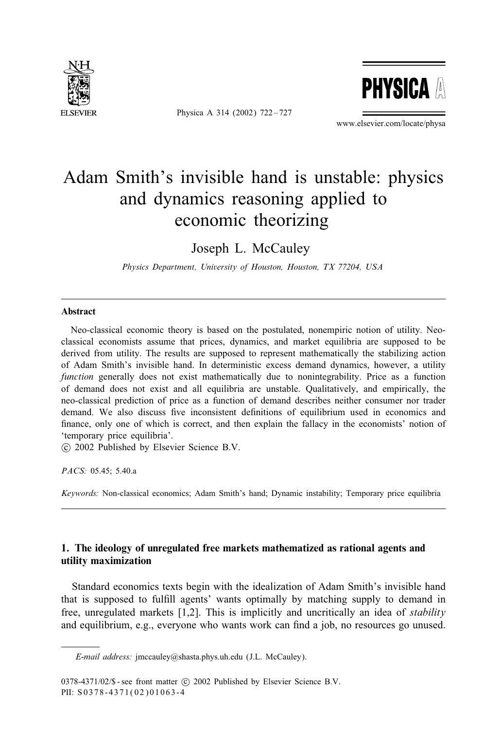# Adam Smith's invisible hand is unstable: physics and dynamics reasoning applied to economic theorizing

Joseph L. McCauley

*Physics Department, University of Houston, Houston, TX 77204, USA*

---

**Abstract**

Neo-classical economic theory is based on the postulated, nonempiric notion of utility. Neo-classical economists assume that prices, dynamics, and market equilibria are supposed to be derived from utility. The results are supposed to represent mathematically the stabilizing action of Adam Smith's invisible hand. In deterministic excess demand dynamics, however, a utility *function* generally does not exist mathematically due to nonintegrability. Price as a function of demand does not exist and all equilibria are unstable. Qualitatively, and empirically, the neo-classical prediction of price as a function of demand describes neither consumer nor trader demand. We also discuss five inconsistent definitions of equilibrium used in economics and finance, only one of which is correct, and then explain the fallacy in the economists' notion of 'temporary price equilibria'.
© 2002 Published by Elsevier Science B.V.

*PACS:* 05.45; 5.40.a

*Keywords:* Non-classical economics; Adam Smith's hand; Dynamic instability; Temporary price equilibria

---

## 1. The ideology of unregulated free markets mathematized as rational agents and utility maximization

Standard economics texts begin with the idealization of Adam Smith's invisible hand that is supposed to fulfill agents' wants optimally by matching supply to demand in free, unregulated markets [1,2]. This is implicitly and uncritically an idea of *stability* and equilibrium, e.g., everyone who wants work can find a job, no resources go unused.

*E-mail address:* jmccauley@shasta.phys.uh.edu (J.L. McCauley).

0378-4371/02/$ - see front matter © 2002 Published by Elsevier Science B.V.
PII: S0378-4371(02)01063-4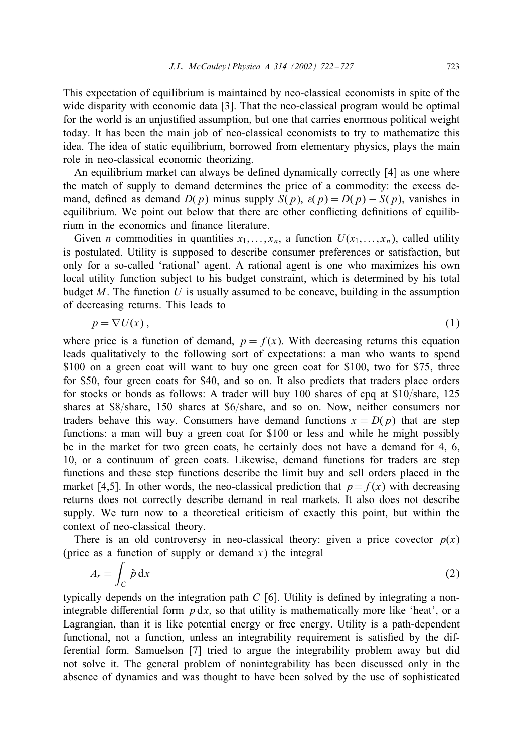This expectation of equilibrium is maintained by neo-classical economists in spite of the wide disparity with economic data [3]. That the neo-classical program would be optimal for the world is an unjustified assumption, but one that carries enormous political weight today. It has been the main job of neo-classical economists to try to mathematize this idea. The idea of static equilibrium, borrowed from elementary physics, plays the main role in neo-classical economic theorizing.

An equilibrium market can always be defined dynamically correctly [4] as one where the match of supply to demand determines the price of a commodity: the excess demand, defined as demand $D(p)$ minus supply $S(p)$, $\varepsilon(p) = D(p) - S(p)$, vanishes in equilibrium. We point out below that there are other conflicting definitions of equilibrium in the economics and finance literature.

Given $n$ commodities in quantities $x_1, \ldots, x_n$, a function $U(x_1, \ldots, x_n)$, called utility is postulated. Utility is supposed to describe consumer preferences or satisfaction, but only for a so-called 'rational' agent. A rational agent is one who maximizes his own local utility function subject to his budget constraint, which is determined by his total budget $M$. The function $U$ is usually assumed to be concave, building in the assumption of decreasing returns. This leads to

$$p = \nabla U(x)\,, \tag{1}$$

where price is a function of demand, $p = f(x)$. With decreasing returns this equation leads qualitatively to the following sort of expectations: a man who wants to spend \$100 on a green coat will want to buy one green coat for \$100, two for \$75, three for \$50, four green coats for \$40, and so on. It also predicts that traders place orders for stocks or bonds as follows: A trader will buy 100 shares of cpq at \$10/share, 125 shares at \$8/share, 150 shares at \$6/share, and so on. Now, neither consumers nor traders behave this way. Consumers have demand functions $x = D(p)$ that are step functions: a man will buy a green coat for \$100 or less and while he might possibly be in the market for two green coats, he certainly does not have a demand for 4, 6, 10, or a continuum of green coats. Likewise, demand functions for traders are step functions and these step functions describe the limit buy and sell orders placed in the market [4,5]. In other words, the neo-classical prediction that $p = f(x)$ with decreasing returns does not correctly describe demand in real markets. It also does not describe supply. We turn now to a theoretical criticism of exactly this point, but within the context of neo-classical theory.

There is an old controversy in neo-classical theory: given a price covector $p(x)$ (price as a function of supply or demand $x$) the integral

$$A_r = \int_C \tilde{p}\,\mathrm{d}x \tag{2}$$

typically depends on the integration path $C$ [6]. Utility is defined by integrating a non-integrable differential form $p\,\mathrm{d}x$, so that utility is mathematically more like 'heat', or a Lagrangian, than it is like potential energy or free energy. Utility is a path-dependent functional, not a function, unless an integrability requirement is satisfied by the differential form. Samuelson [7] tried to argue the integrability problem away but did not solve it. The general problem of nonintegrability has been discussed only in the absence of dynamics and was thought to have been solved by the use of sophisticated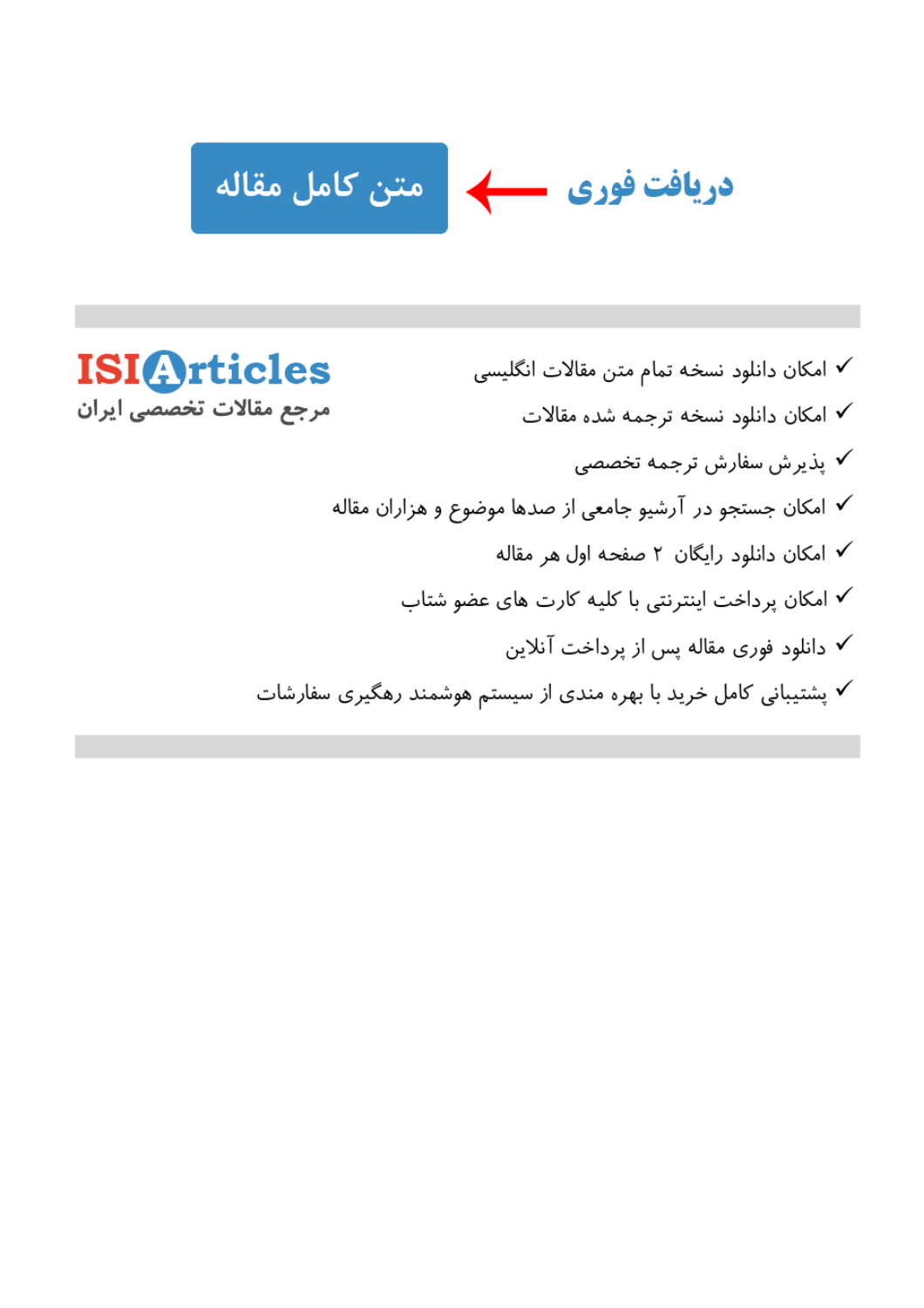دریافت فوری ← **متن کامل مقاله**

**ISIArticles**
مرجع مقالات تخصصی ایران

- ✓ امکان دانلود نسخه تمام متن مقالات انگلیسی
- ✓ امکان دانلود نسخه ترجمه شده مقالات
- ✓ پذیرش سفارش ترجمه تخصصی
- ✓ امکان جستجو در آرشیو جامعی از صدها موضوع و هزاران مقاله
- ✓ امکان دانلود رایگان ۲ صفحه اول هر مقاله
- ✓ امکان پرداخت اینترنتی با کلیه کارت های عضو شتاب
- ✓ دانلود فوری مقاله پس از پرداخت آنلاین
- ✓ پشتیبانی کامل خرید با بهره مندی از سیستم هوشمند رهگیری سفارشات